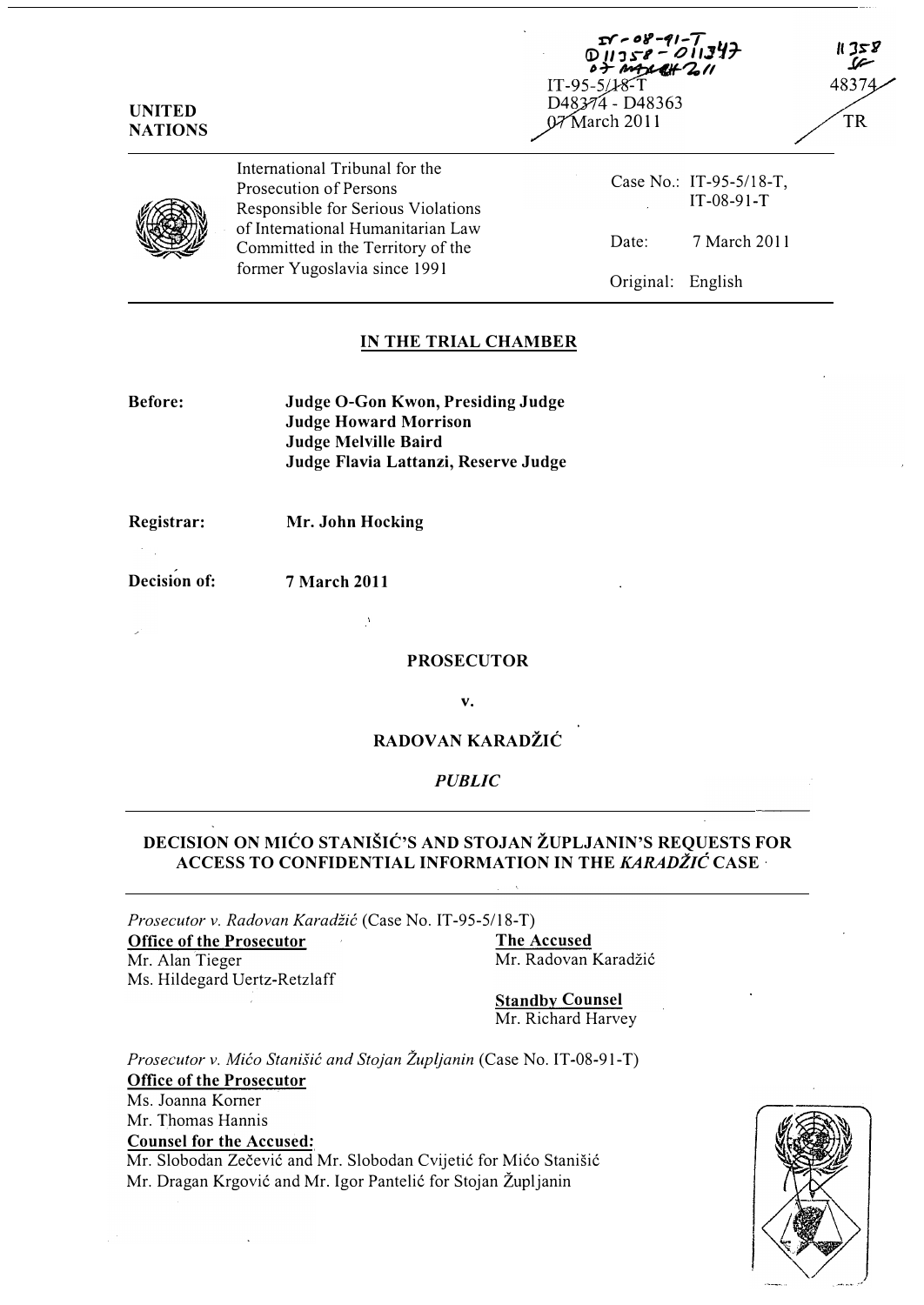IT-08-91-T
D11358 - D11347
07 MARCH 2011

IT-95-5/18-T
D48374 - D48363
07 March 2011

11358
SF

48374
TR

**UNITED NATIONS**

International Tribunal for the Prosecution of Persons Responsible for Serious Violations of International Humanitarian Law Committed in the Territory of the former Yugoslavia since 1991

| | |
|---|---|
| Case No.: | IT-95-5/18-T, IT-08-91-T |
| Date: | 7 March 2011 |
| Original: | English |

## IN THE TRIAL CHAMBER

**Before:** **Judge O-Gon Kwon, Presiding Judge**
**Judge Howard Morrison**
**Judge Melville Baird**
**Judge Flavia Lattanzi, Reserve Judge**

**Registrar:** **Mr. John Hocking**

**Decision of:** **7 March 2011**

**PROSECUTOR**

**v.**

**RADOVAN KARADŽIĆ**

***PUBLIC***

## DECISION ON MIĆO STANIŠIĆ'S AND STOJAN ŽUPLJANIN'S REQUESTS FOR ACCESS TO CONFIDENTIAL INFORMATION IN THE *KARADŽIĆ* CASE

*Prosecutor v. Radovan Karadžić* (Case No. IT-95-5/18-T)

**Office of the Prosecutor**
Mr. Alan Tieger
Ms. Hildegard Uertz-Retzlaff

**The Accused**
Mr. Radovan Karadžić

**Standby Counsel**
Mr. Richard Harvey

*Prosecutor v. Mićo Stanišić and Stojan Župljanin* (Case No. IT-08-91-T)

**Office of the Prosecutor**
Ms. Joanna Korner
Mr. Thomas Hannis

**Counsel for the Accused:**
Mr. Slobodan Zečević and Mr. Slobodan Cvijetić for Mićo Stanišić
Mr. Dragan Krgović and Mr. Igor Pantelić for Stojan Župljanin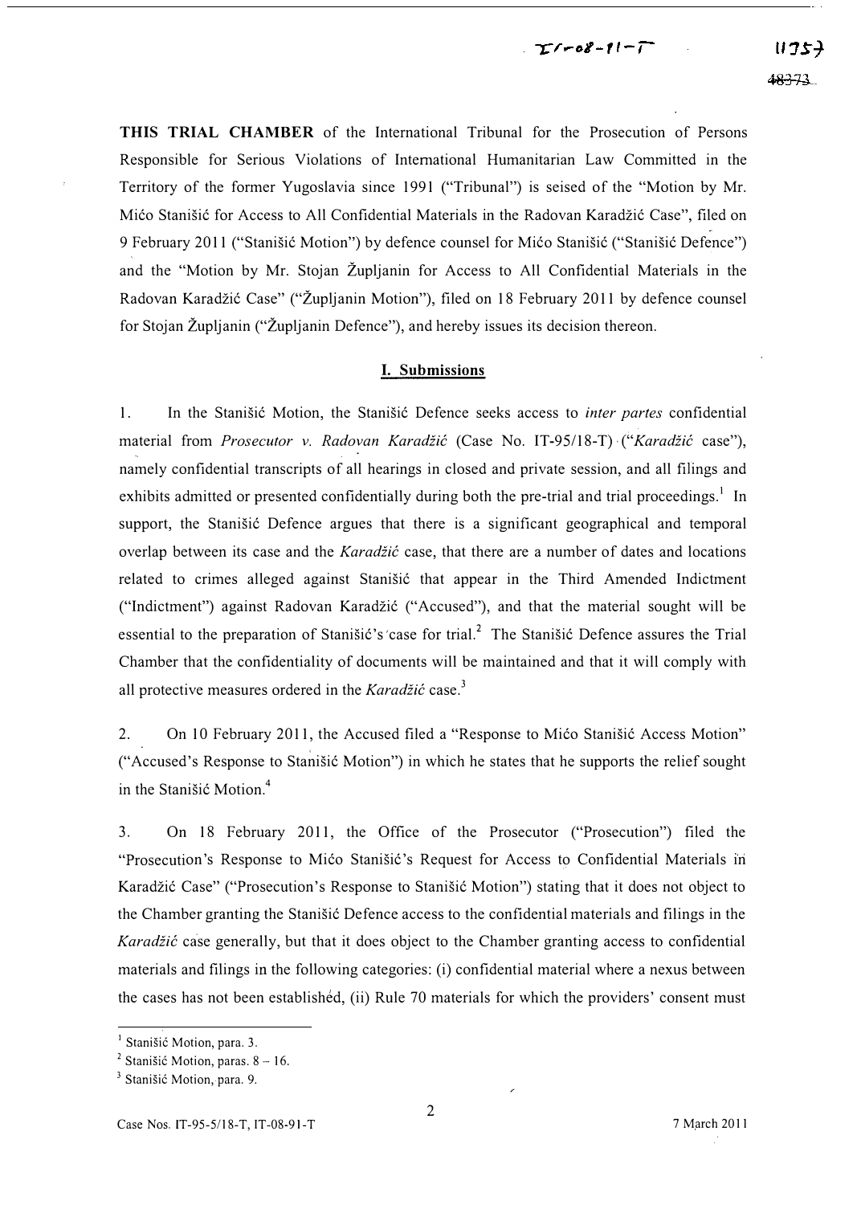**THIS TRIAL CHAMBER** of the International Tribunal for the Prosecution of Persons Responsible for Serious Violations of International Humanitarian Law Committed in the Territory of the former Yugoslavia since 1991 ("Tribunal") is seised of the "Motion by Mr. Mićo Stanišić for Access to All Confidential Materials in the Radovan Karadžić Case", filed on 9 February 2011 ("Stanišić Motion") by defence counsel for Mićo Stanišić ("Stanišić Defence") and the "Motion by Mr. Stojan Župljanin for Access to All Confidential Materials in the Radovan Karadžić Case" ("Župljanin Motion"), filed on 18 February 2011 by defence counsel for Stojan Župljanin ("Župljanin Defence"), and hereby issues its decision thereon.

## I. Submissions

1. In the Stanišić Motion, the Stanišić Defence seeks access to *inter partes* confidential material from *Prosecutor v. Radovan Karadžić* (Case No. IT-95/18-T) ("*Karadžić* case"), namely confidential transcripts of all hearings in closed and private session, and all filings and exhibits admitted or presented confidentially during both the pre-trial and trial proceedings.[1] In support, the Stanišić Defence argues that there is a significant geographical and temporal overlap between its case and the *Karadžić* case, that there are a number of dates and locations related to crimes alleged against Stanišić that appear in the Third Amended Indictment ("Indictment") against Radovan Karadžić ("Accused"), and that the material sought will be essential to the preparation of Stanišić's case for trial.[2] The Stanišić Defence assures the Trial Chamber that the confidentiality of documents will be maintained and that it will comply with all protective measures ordered in the *Karadžić* case.[3]

2. On 10 February 2011, the Accused filed a "Response to Mićo Stanišić Access Motion" ("Accused's Response to Stanišić Motion") in which he states that he supports the relief sought in the Stanišić Motion.[4]

3. On 18 February 2011, the Office of the Prosecutor ("Prosecution") filed the "Prosecution's Response to Mićo Stanišić's Request for Access to Confidential Materials in Karadžić Case" ("Prosecution's Response to Stanišić Motion") stating that it does not object to the Chamber granting the Stanišić Defence access to the confidential materials and filings in the *Karadžić* case generally, but that it does object to the Chamber granting access to confidential materials and filings in the following categories: (i) confidential material where a nexus between the cases has not been established, (ii) Rule 70 materials for which the providers' consent must

---

[1] Stanišić Motion, para. 3.

[2] Stanišić Motion, paras. 8 – 16.

[3] Stanišić Motion, para. 9.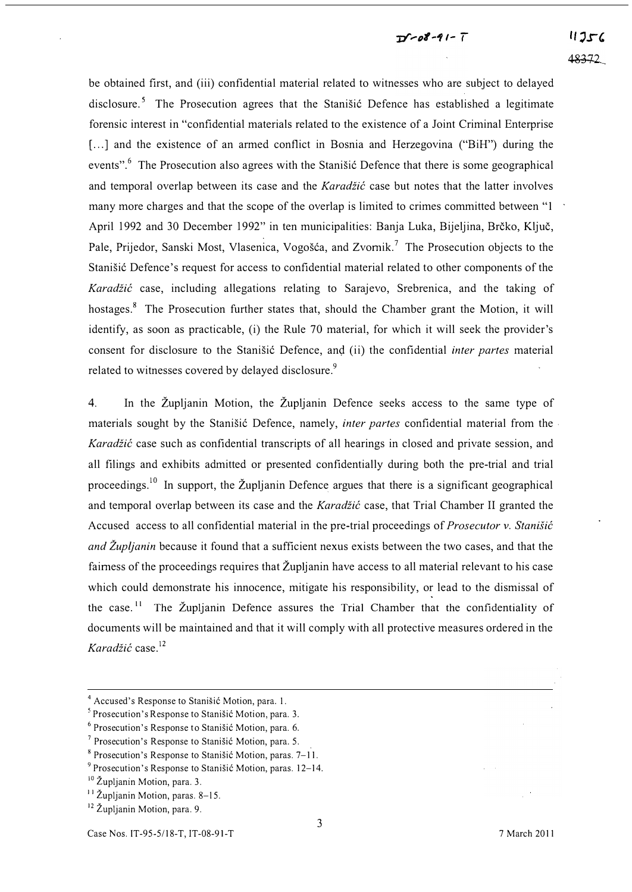be obtained first, and (iii) confidential material related to witnesses who are subject to delayed disclosure.[5] The Prosecution agrees that the Stanišić Defence has established a legitimate forensic interest in "confidential materials related to the existence of a Joint Criminal Enterprise [...] and the existence of an armed conflict in Bosnia and Herzegovina ("BiH") during the events".[6] The Prosecution also agrees with the Stanišić Defence that there is some geographical and temporal overlap between its case and the *Karadžić* case but notes that the latter involves many more charges and that the scope of the overlap is limited to crimes committed between "1 April 1992 and 30 December 1992" in ten municipalities: Banja Luka, Bijeljina, Brčko, Ključ, Pale, Prijedor, Sanski Most, Vlasenica, Vogošća, and Zvornik.[7] The Prosecution objects to the Stanišić Defence's request for access to confidential material related to other components of the *Karadžić* case, including allegations relating to Sarajevo, Srebrenica, and the taking of hostages.[8] The Prosecution further states that, should the Chamber grant the Motion, it will identify, as soon as practicable, (i) the Rule 70 material, for which it will seek the provider's consent for disclosure to the Stanišić Defence, and (ii) the confidential *inter partes* material related to witnesses covered by delayed disclosure.[9]

4. In the Župljanin Motion, the Župljanin Defence seeks access to the same type of materials sought by the Stanišić Defence, namely, *inter partes* confidential material from the *Karadžić* case such as confidential transcripts of all hearings in closed and private session, and all filings and exhibits admitted or presented confidentially during both the pre-trial and trial proceedings.[10] In support, the Župljanin Defence argues that there is a significant geographical and temporal overlap between its case and the *Karadžić* case, that Trial Chamber II granted the Accused access to all confidential material in the pre-trial proceedings of *Prosecutor v. Stanišić and Župljanin* because it found that a sufficient nexus exists between the two cases, and that the fairness of the proceedings requires that Župljanin have access to all material relevant to his case which could demonstrate his innocence, mitigate his responsibility, or lead to the dismissal of the case.[11] The Župljanin Defence assures the Trial Chamber that the confidentiality of documents will be maintained and that it will comply with all protective measures ordered in the *Karadžić* case.[12]

---

[4] Accused's Response to Stanišić Motion, para. 1.
[5] Prosecution's Response to Stanišić Motion, para. 3.
[6] Prosecution's Response to Stanišić Motion, para. 6.
[7] Prosecution's Response to Stanišić Motion, para. 5.
[8] Prosecution's Response to Stanišić Motion, paras. 7–11.
[9] Prosecution's Response to Stanišić Motion, paras. 12–14.
[10] Župljanin Motion, para. 3.
[11] Župljanin Motion, paras. 8–15.
[12] Župljanin Motion, para. 9.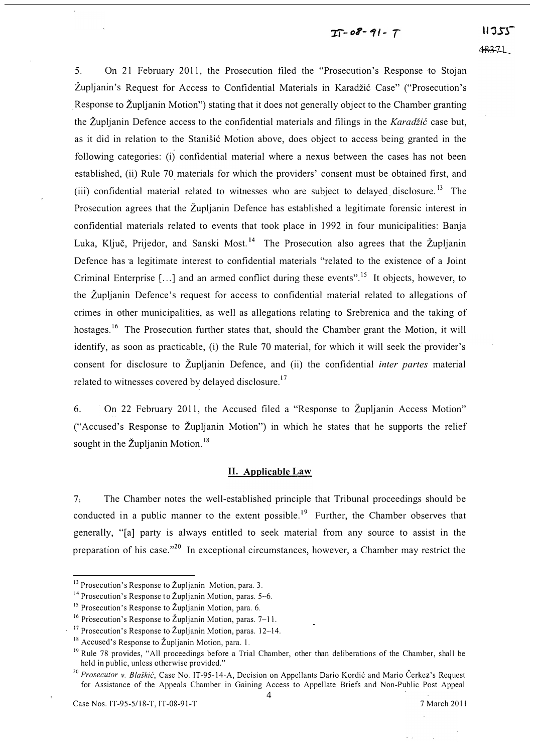5. On 21 February 2011, the Prosecution filed the "Prosecution's Response to Stojan Župljanin's Request for Access to Confidential Materials in Karadžić Case" ("Prosecution's Response to Župljanin Motion") stating that it does not generally object to the Chamber granting the Župljanin Defence access to the confidential materials and filings in the *Karadžić* case but, as it did in relation to the Stanišić Motion above, does object to access being granted in the following categories: (i) confidential material where a nexus between the cases has not been established, (ii) Rule 70 materials for which the providers' consent must be obtained first, and (iii) confidential material related to witnesses who are subject to delayed disclosure.[13] The Prosecution agrees that the Župljanin Defence has established a legitimate forensic interest in confidential materials related to events that took place in 1992 in four municipalities: Banja Luka, Ključ, Prijedor, and Sanski Most.[14] The Prosecution also agrees that the Župljanin Defence has a legitimate interest to confidential materials "related to the existence of a Joint Criminal Enterprise [...] and an armed conflict during these events".[15] It objects, however, to the Župljanin Defence's request for access to confidential material related to allegations of crimes in other municipalities, as well as allegations relating to Srebrenica and the taking of hostages.[16] The Prosecution further states that, should the Chamber grant the Motion, it will identify, as soon as practicable, (i) the Rule 70 material, for which it will seek the provider's consent for disclosure to Župljanin Defence, and (ii) the confidential *inter partes* material related to witnesses covered by delayed disclosure.[17]

6. On 22 February 2011, the Accused filed a "Response to Župljanin Access Motion" ("Accused's Response to Župljanin Motion") in which he states that he supports the relief sought in the Župljanin Motion.[18]

## II. Applicable Law

7. The Chamber notes the well-established principle that Tribunal proceedings should be conducted in a public manner to the extent possible.[19] Further, the Chamber observes that generally, "[a] party is always entitled to seek material from any source to assist in the preparation of his case."[20] In exceptional circumstances, however, a Chamber may restrict the

---

[13] Prosecution's Response to Župljanin Motion, para. 3.

[14] Prosecution's Response to Župljanin Motion, paras. 5–6.

[15] Prosecution's Response to Župljanin Motion, para. 6.

[16] Prosecution's Response to Župljanin Motion, paras. 7–11.

[17] Prosecution's Response to Župljanin Motion, paras. 12–14.

[18] Accused's Response to Župljanin Motion, para. 1.

[19] Rule 78 provides, "All proceedings before a Trial Chamber, other than deliberations of the Chamber, shall be held in public, unless otherwise provided."

[20] *Prosecutor v. Blaškić*, Case No. IT-95-14-A, Decision on Appellants Dario Kordić and Mario Čerkez's Request for Assistance of the Appeals Chamber in Gaining Access to Appellate Briefs and Non-Public Post Appeal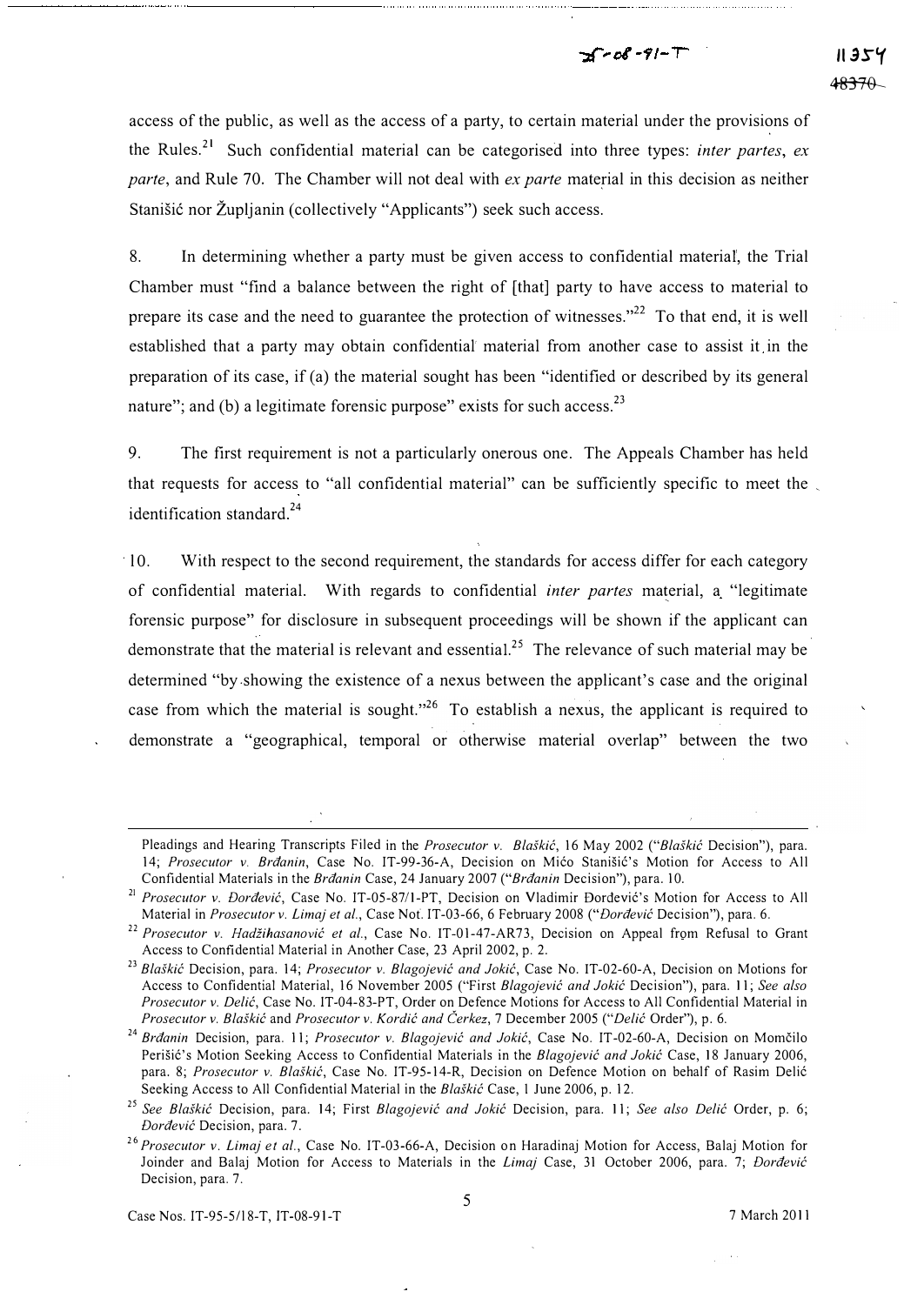access of the public, as well as the access of a party, to certain material under the provisions of the Rules.[21] Such confidential material can be categorised into three types: *inter partes*, *ex parte*, and Rule 70. The Chamber will not deal with *ex parte* material in this decision as neither Stanišić nor Župljanin (collectively "Applicants") seek such access.

8. In determining whether a party must be given access to confidential material, the Trial Chamber must "find a balance between the right of [that] party to have access to material to prepare its case and the need to guarantee the protection of witnesses."[22] To that end, it is well established that a party may obtain confidential material from another case to assist it in the preparation of its case, if (a) the material sought has been "identified or described by its general nature"; and (b) a legitimate forensic purpose" exists for such access.[23]

9. The first requirement is not a particularly onerous one. The Appeals Chamber has held that requests for access to "all confidential material" can be sufficiently specific to meet the identification standard.[24]

10. With respect to the second requirement, the standards for access differ for each category of confidential material. With regards to confidential *inter partes* material, a "legitimate forensic purpose" for disclosure in subsequent proceedings will be shown if the applicant can demonstrate that the material is relevant and essential.[25] The relevance of such material may be determined "by showing the existence of a nexus between the applicant's case and the original case from which the material is sought."[26] To establish a nexus, the applicant is required to demonstrate a "geographical, temporal or otherwise material overlap" between the two

---

Pleadings and Hearing Transcripts Filed in the *Prosecutor v. Blaškić*, 16 May 2002 ("*Blaškić* Decision"), para. 14; *Prosecutor v. Brđanin*, Case No. IT-99-36-A, Decision on Mićo Stanišić's Motion for Access to All Confidential Materials in the *Brđanin* Case, 24 January 2007 ("*Brđanin* Decision"), para. 10.

[21] *Prosecutor v. Đorđević*, Case No. IT-05-87/1-PT, Decision on Vladimir Đorđević's Motion for Access to All Material in *Prosecutor v. Limaj et al.*, Case Not. IT-03-66, 6 February 2008 ("*Đorđević* Decision"), para. 6.

[22] *Prosecutor v. Hadžihasanović et al.*, Case No. IT-01-47-AR73, Decision on Appeal from Refusal to Grant Access to Confidential Material in Another Case, 23 April 2002, p. 2.

[23] *Blaškić* Decision, para. 14; *Prosecutor v. Blagojević and Jokić*, Case No. IT-02-60-A, Decision on Motions for Access to Confidential Material, 16 November 2005 ("First *Blagojević and Jokić* Decision"), para. 11; *See also Prosecutor v. Delić*, Case No. IT-04-83-PT, Order on Defence Motions for Access to All Confidential Material in *Prosecutor v. Blaškić* and *Prosecutor v. Kordić and Čerkez*, 7 December 2005 ("*Delić* Order"), p. 6.

[24] *Brđanin* Decision, para. 11; *Prosecutor v. Blagojević and Jokić*, Case No. IT-02-60-A, Decision on Momčilo Perišić's Motion Seeking Access to Confidential Materials in the *Blagojević and Jokić* Case, 18 January 2006, para. 8; *Prosecutor v. Blaškić*, Case No. IT-95-14-R, Decision on Defence Motion on behalf of Rasim Delić Seeking Access to All Confidential Material in the *Blaškić* Case, 1 June 2006, p. 12.

[25] *See Blaškić* Decision, para. 14; First *Blagojević and Jokić* Decision, para. 11; *See also Delić* Order, p. 6; *Đorđević* Decision, para. 7.

[26] *Prosecutor v. Limaj et al.*, Case No. IT-03-66-A, Decision on Haradinaj Motion for Access, Balaj Motion for Joinder and Balaj Motion for Access to Materials in the *Limaj* Case, 31 October 2006, para. 7; *Đorđević* Decision, para. 7.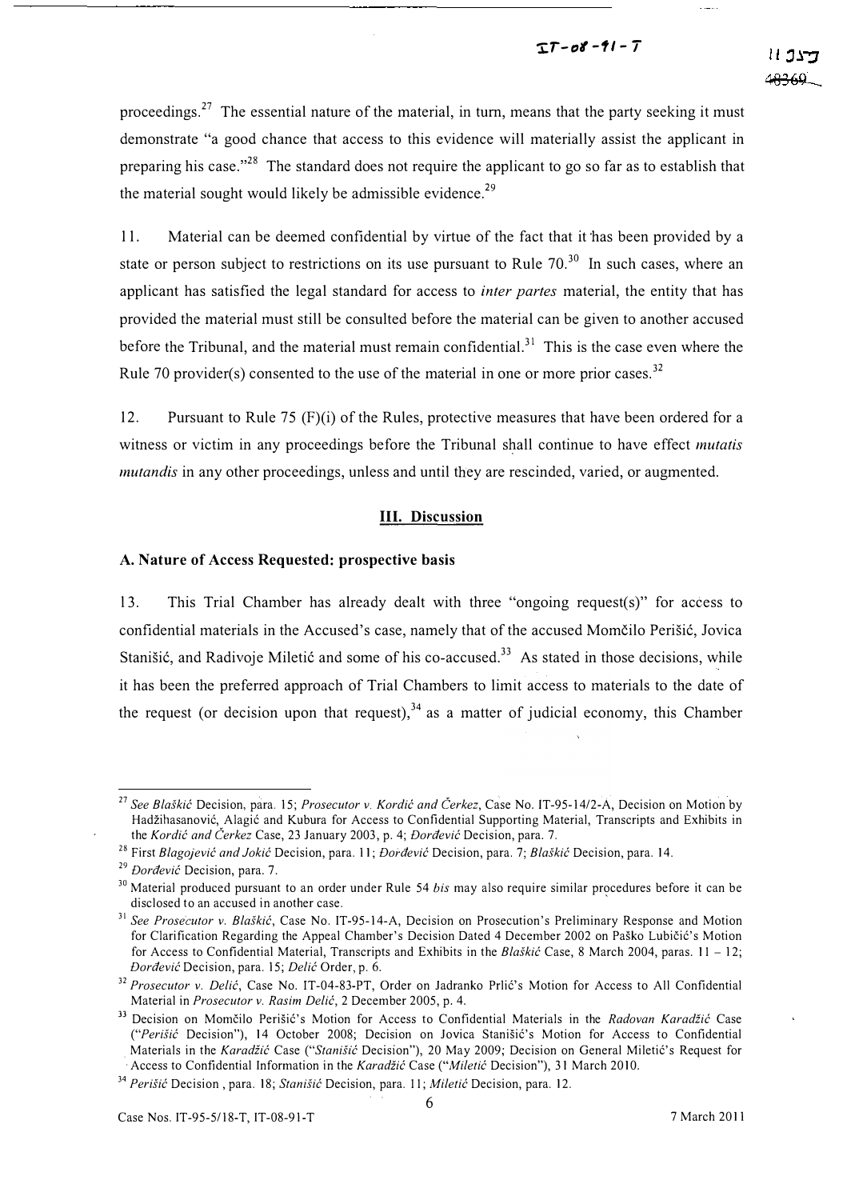proceedings.[27] The essential nature of the material, in turn, means that the party seeking it must demonstrate "a good chance that access to this evidence will materially assist the applicant in preparing his case."[28] The standard does not require the applicant to go so far as to establish that the material sought would likely be admissible evidence.[29]

11. Material can be deemed confidential by virtue of the fact that it has been provided by a state or person subject to restrictions on its use pursuant to Rule 70.[30] In such cases, where an applicant has satisfied the legal standard for access to *inter partes* material, the entity that has provided the material must still be consulted before the material can be given to another accused before the Tribunal, and the material must remain confidential.[31] This is the case even where the Rule 70 provider(s) consented to the use of the material in one or more prior cases.[32]

12. Pursuant to Rule 75 (F)(i) of the Rules, protective measures that have been ordered for a witness or victim in any proceedings before the Tribunal shall continue to have effect *mutatis mutandis* in any other proceedings, unless and until they are rescinded, varied, or augmented.

## III. Discussion

### A. Nature of Access Requested: prospective basis

13. This Trial Chamber has already dealt with three "ongoing request(s)" for access to confidential materials in the Accused's case, namely that of the accused Momčilo Perišić, Jovica Stanišić, and Radivoje Miletić and some of his co-accused.[33] As stated in those decisions, while it has been the preferred approach of Trial Chambers to limit access to materials to the date of the request (or decision upon that request),[34] as a matter of judicial economy, this Chamber

---

[27] *See Blaškić* Decision, para. 15; *Prosecutor v. Kordić and Čerkez*, Case No. IT-95-14/2-A, Decision on Motion by Hadžihasanović, Alagić and Kubura for Access to Confidential Supporting Material, Transcripts and Exhibits in the *Kordić and Čerkez* Case, 23 January 2003, p. 4; *Đorđević* Decision, para. 7.

[28] First *Blagojević and Jokić* Decision, para. 11; *Đorđević* Decision, para. 7; *Blaškić* Decision, para. 14.

[29] *Đorđević* Decision, para. 7.

[30] Material produced pursuant to an order under Rule 54 *bis* may also require similar procedures before it can be disclosed to an accused in another case.

[31] *See Prosecutor v. Blaškić*, Case No. IT-95-14-A, Decision on Prosecution's Preliminary Response and Motion for Clarification Regarding the Appeal Chamber's Decision Dated 4 December 2002 on Paško Lubičić's Motion for Access to Confidential Material, Transcripts and Exhibits in the *Blaškić* Case, 8 March 2004, paras. 11 – 12; *Đorđević* Decision, para. 15; *Delić* Order, p. 6.

[32] *Prosecutor v. Delić*, Case No. IT-04-83-PT, Order on Jadranko Prlić's Motion for Access to All Confidential Material in *Prosecutor v. Rasim Delić*, 2 December 2005, p. 4.

[33] Decision on Momčilo Perišić's Motion for Access to Confidential Materials in the *Radovan Karadžić* Case ("*Perišić* Decision"), 14 October 2008; Decision on Jovica Stanišić's Motion for Access to Confidential Materials in the *Karadžić* Case ("*Stanišić* Decision"), 20 May 2009; Decision on General Miletić's Request for Access to Confidential Information in the *Karadžić* Case ("*Miletić* Decision"), 31 March 2010.

[34] *Perišić* Decision , para. 18; *Stanišić* Decision, para. 11; *Miletić* Decision, para. 12.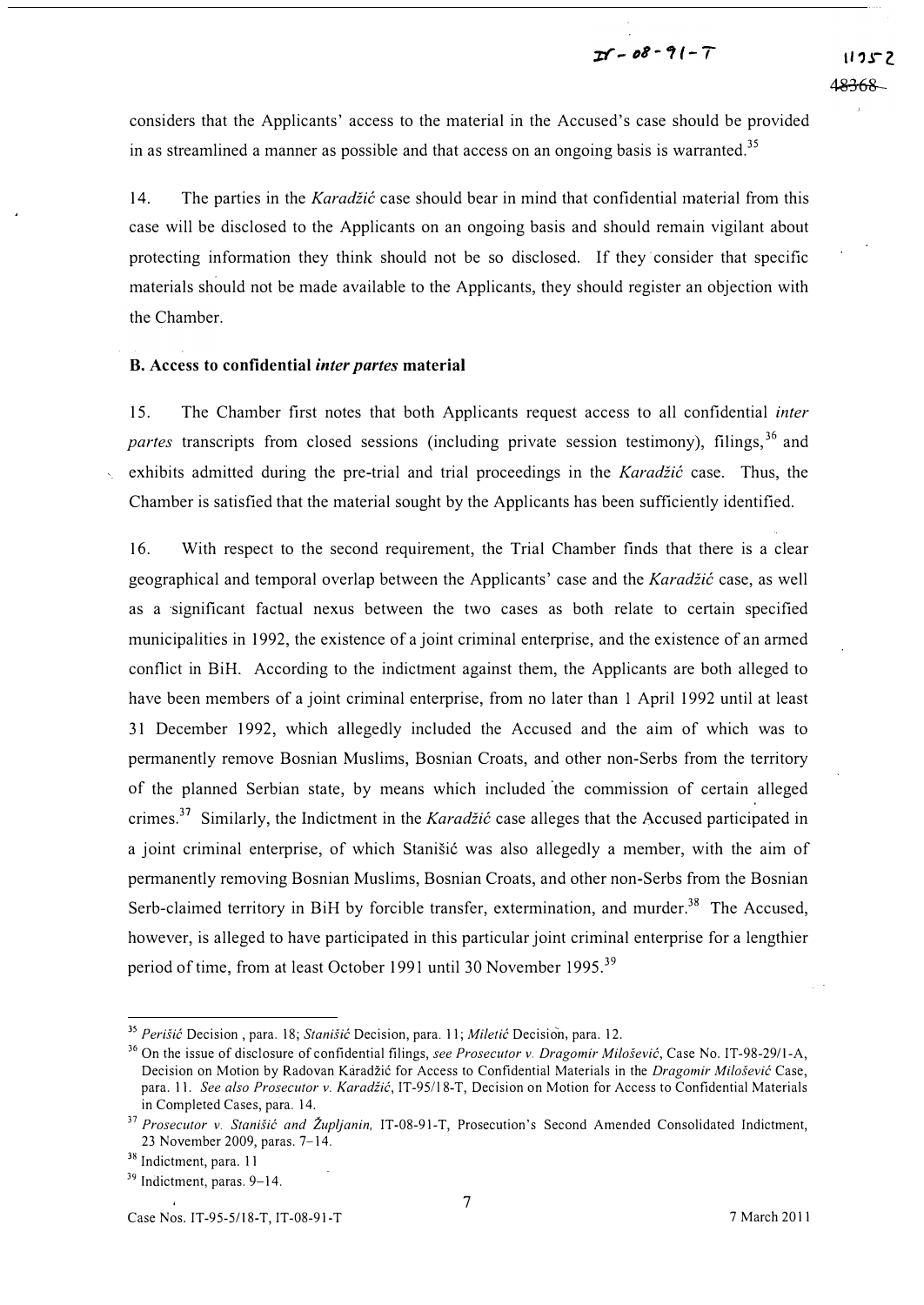considers that the Applicants' access to the material in the Accused's case should be provided in as streamlined a manner as possible and that access on an ongoing basis is warranted.[35]

14. The parties in the *Karadžić* case should bear in mind that confidential material from this case will be disclosed to the Applicants on an ongoing basis and should remain vigilant about protecting information they think should not be so disclosed. If they consider that specific materials should not be made available to the Applicants, they should register an objection with the Chamber.

**B. Access to confidential *inter partes* material**

15. The Chamber first notes that both Applicants request access to all confidential *inter partes* transcripts from closed sessions (including private session testimony), filings,[36] and exhibits admitted during the pre-trial and trial proceedings in the *Karadžić* case. Thus, the Chamber is satisfied that the material sought by the Applicants has been sufficiently identified.

16. With respect to the second requirement, the Trial Chamber finds that there is a clear geographical and temporal overlap between the Applicants' case and the *Karadžić* case, as well as a significant factual nexus between the two cases as both relate to certain specified municipalities in 1992, the existence of a joint criminal enterprise, and the existence of an armed conflict in BiH. According to the indictment against them, the Applicants are both alleged to have been members of a joint criminal enterprise, from no later than 1 April 1992 until at least 31 December 1992, which allegedly included the Accused and the aim of which was to permanently remove Bosnian Muslims, Bosnian Croats, and other non-Serbs from the territory of the planned Serbian state, by means which included the commission of certain alleged crimes.[37] Similarly, the Indictment in the *Karadžić* case alleges that the Accused participated in a joint criminal enterprise, of which Stanišić was also allegedly a member, with the aim of permanently removing Bosnian Muslims, Bosnian Croats, and other non-Serbs from the Bosnian Serb-claimed territory in BiH by forcible transfer, extermination, and murder.[38] The Accused, however, is alleged to have participated in this particular joint criminal enterprise for a lengthier period of time, from at least October 1991 until 30 November 1995.[39]

---

[35] *Perišić* Decision , para. 18; *Stanišić* Decision, para. 11; *Miletić* Decision, para. 12.

[36] On the issue of disclosure of confidential filings, *see Prosecutor v. Dragomir Milošević*, Case No. IT-98-29/1-A, Decision on Motion by Radovan Karadžić for Access to Confidential Materials in the *Dragomir Milošević* Case, para. 11. *See also Prosecutor v. Karadžić*, IT-95/18-T, Decision on Motion for Access to Confidential Materials in Completed Cases, para. 14.

[37] *Prosecutor v. Stanišić and Župljanin,* IT-08-91-T, Prosecution's Second Amended Consolidated Indictment, 23 November 2009, paras. 7–14.

[38] Indictment, para. 11

[39] Indictment, paras. 9–14.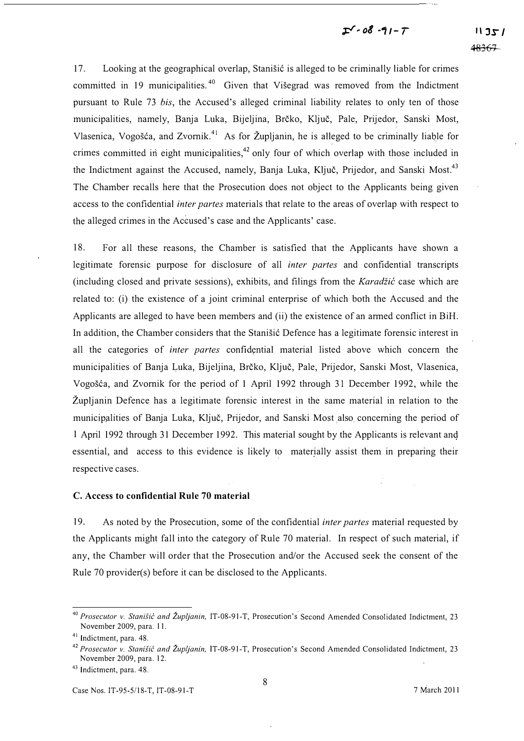17. Looking at the geographical overlap, Stanišić is alleged to be criminally liable for crimes committed in 19 municipalities.[40] Given that Višegrad was removed from the Indictment pursuant to Rule 73 *bis*, the Accused's alleged criminal liability relates to only ten of those municipalities, namely, Banja Luka, Bijeljina, Brčko, Ključ, Pale, Prijedor, Sanski Most, Vlasenica, Vogošća, and Zvornik.[41] As for Župljanin, he is alleged to be criminally liable for crimes committed in eight municipalities,[42] only four of which overlap with those included in the Indictment against the Accused, namely, Banja Luka, Ključ, Prijedor, and Sanski Most.[43] The Chamber recalls here that the Prosecution does not object to the Applicants being given access to the confidential *inter partes* materials that relate to the areas of overlap with respect to the alleged crimes in the Accused's case and the Applicants' case.

18. For all these reasons, the Chamber is satisfied that the Applicants have shown a legitimate forensic purpose for disclosure of all *inter partes* and confidential transcripts (including closed and private sessions), exhibits, and filings from the *Karadžić* case which are related to: (i) the existence of a joint criminal enterprise of which both the Accused and the Applicants are alleged to have been members and (ii) the existence of an armed conflict in BiH. In addition, the Chamber considers that the Stanišić Defence has a legitimate forensic interest in all the categories of *inter partes* confidential material listed above which concern the municipalities of Banja Luka, Bijeljina, Brčko, Ključ, Pale, Prijedor, Sanski Most, Vlasenica, Vogošća, and Zvornik for the period of 1 April 1992 through 31 December 1992, while the Župljanin Defence has a legitimate forensic interest in the same material in relation to the municipalities of Banja Luka, Ključ, Prijedor, and Sanski Most also concerning the period of 1 April 1992 through 31 December 1992. This material sought by the Applicants is relevant and essential, and access to this evidence is likely to materially assist them in preparing their respective cases.

### C. Access to confidential Rule 70 material

19. As noted by the Prosecution, some of the confidential *inter partes* material requested by the Applicants might fall into the category of Rule 70 material. In respect of such material, if any, the Chamber will order that the Prosecution and/or the Accused seek the consent of the Rule 70 provider(s) before it can be disclosed to the Applicants.

---

[40] *Prosecutor v. Stanišić and Župljanin*, IT-08-91-T, Prosecution's Second Amended Consolidated Indictment, 23 November 2009, para. 11.

[41] Indictment, para. 48.

[42] *Prosecutor v. Stanišić and Župljanin*, IT-08-91-T, Prosecution's Second Amended Consolidated Indictment, 23 November 2009, para. 12.

[43] Indictment, para. 48.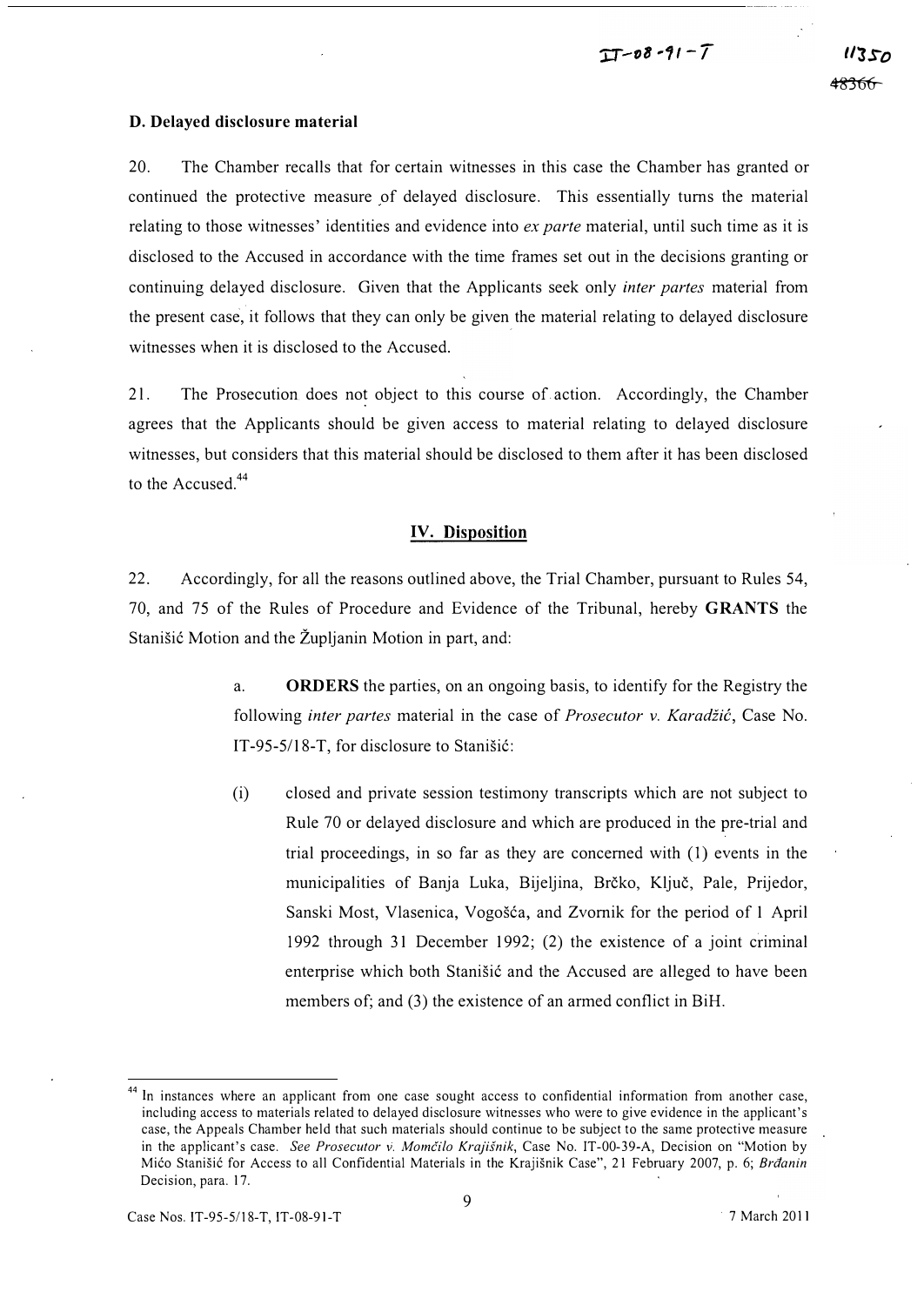### D. Delayed disclosure material

20. The Chamber recalls that for certain witnesses in this case the Chamber has granted or continued the protective measure of delayed disclosure. This essentially turns the material relating to those witnesses' identities and evidence into *ex parte* material, until such time as it is disclosed to the Accused in accordance with the time frames set out in the decisions granting or continuing delayed disclosure. Given that the Applicants seek only *inter partes* material from the present case, it follows that they can only be given the material relating to delayed disclosure witnesses when it is disclosed to the Accused.

21. The Prosecution does not object to this course of action. Accordingly, the Chamber agrees that the Applicants should be given access to material relating to delayed disclosure witnesses, but considers that this material should be disclosed to them after it has been disclosed to the Accused.[44]

## IV. Disposition

22. Accordingly, for all the reasons outlined above, the Trial Chamber, pursuant to Rules 54, 70, and 75 of the Rules of Procedure and Evidence of the Tribunal, hereby **GRANTS** the Stanišić Motion and the Župljanin Motion in part, and:

a. **ORDERS** the parties, on an ongoing basis, to identify for the Registry the following *inter partes* material in the case of *Prosecutor v. Karadžić*, Case No. IT-95-5/18-T, for disclosure to Stanišić:

(i) closed and private session testimony transcripts which are not subject to Rule 70 or delayed disclosure and which are produced in the pre-trial and trial proceedings, in so far as they are concerned with (1) events in the municipalities of Banja Luka, Bijeljina, Brčko, Ključ, Pale, Prijedor, Sanski Most, Vlasenica, Vogošća, and Zvornik for the period of 1 April 1992 through 31 December 1992; (2) the existence of a joint criminal enterprise which both Stanišić and the Accused are alleged to have been members of; and (3) the existence of an armed conflict in BiH.

---

[44] In instances where an applicant from one case sought access to confidential information from another case, including access to materials related to delayed disclosure witnesses who were to give evidence in the applicant's case, the Appeals Chamber held that such materials should continue to be subject to the same protective measure in the applicant's case. *See Prosecutor v. Momčilo Krajišnik*, Case No. IT-00-39-A, Decision on "Motion by Mićo Stanišić for Access to all Confidential Materials in the Krajišnik Case", 21 February 2007, p. 6; *Brđanin* Decision, para. 17.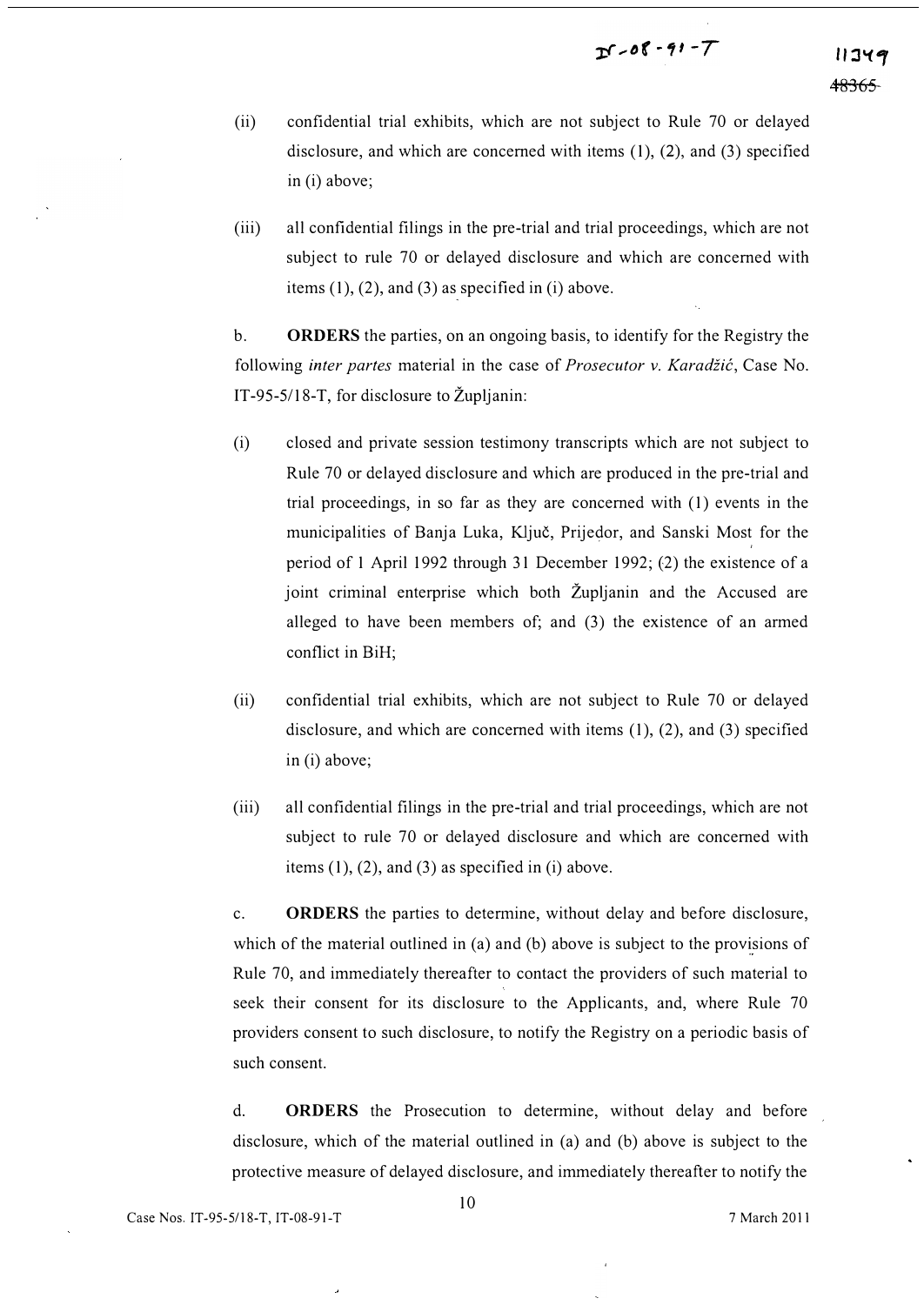(ii) confidential trial exhibits, which are not subject to Rule 70 or delayed disclosure, and which are concerned with items (1), (2), and (3) specified in (i) above;

(iii) all confidential filings in the pre-trial and trial proceedings, which are not subject to rule 70 or delayed disclosure and which are concerned with items (1), (2), and (3) as specified in (i) above.

b. **ORDERS** the parties, on an ongoing basis, to identify for the Registry the following *inter partes* material in the case of *Prosecutor v. Karadžić*, Case No. IT-95-5/18-T, for disclosure to Župljanin:

(i) closed and private session testimony transcripts which are not subject to Rule 70 or delayed disclosure and which are produced in the pre-trial and trial proceedings, in so far as they are concerned with (1) events in the municipalities of Banja Luka, Ključ, Prijedor, and Sanski Most for the period of 1 April 1992 through 31 December 1992; (2) the existence of a joint criminal enterprise which both Župljanin and the Accused are alleged to have been members of; and (3) the existence of an armed conflict in BiH;

(ii) confidential trial exhibits, which are not subject to Rule 70 or delayed disclosure, and which are concerned with items (1), (2), and (3) specified in (i) above;

(iii) all confidential filings in the pre-trial and trial proceedings, which are not subject to rule 70 or delayed disclosure and which are concerned with items (1), (2), and (3) as specified in (i) above.

c. **ORDERS** the parties to determine, without delay and before disclosure, which of the material outlined in (a) and (b) above is subject to the provisions of Rule 70, and immediately thereafter to contact the providers of such material to seek their consent for its disclosure to the Applicants, and, where Rule 70 providers consent to such disclosure, to notify the Registry on a periodic basis of such consent.

d. **ORDERS** the Prosecution to determine, without delay and before disclosure, which of the material outlined in (a) and (b) above is subject to the protective measure of delayed disclosure, and immediately thereafter to notify the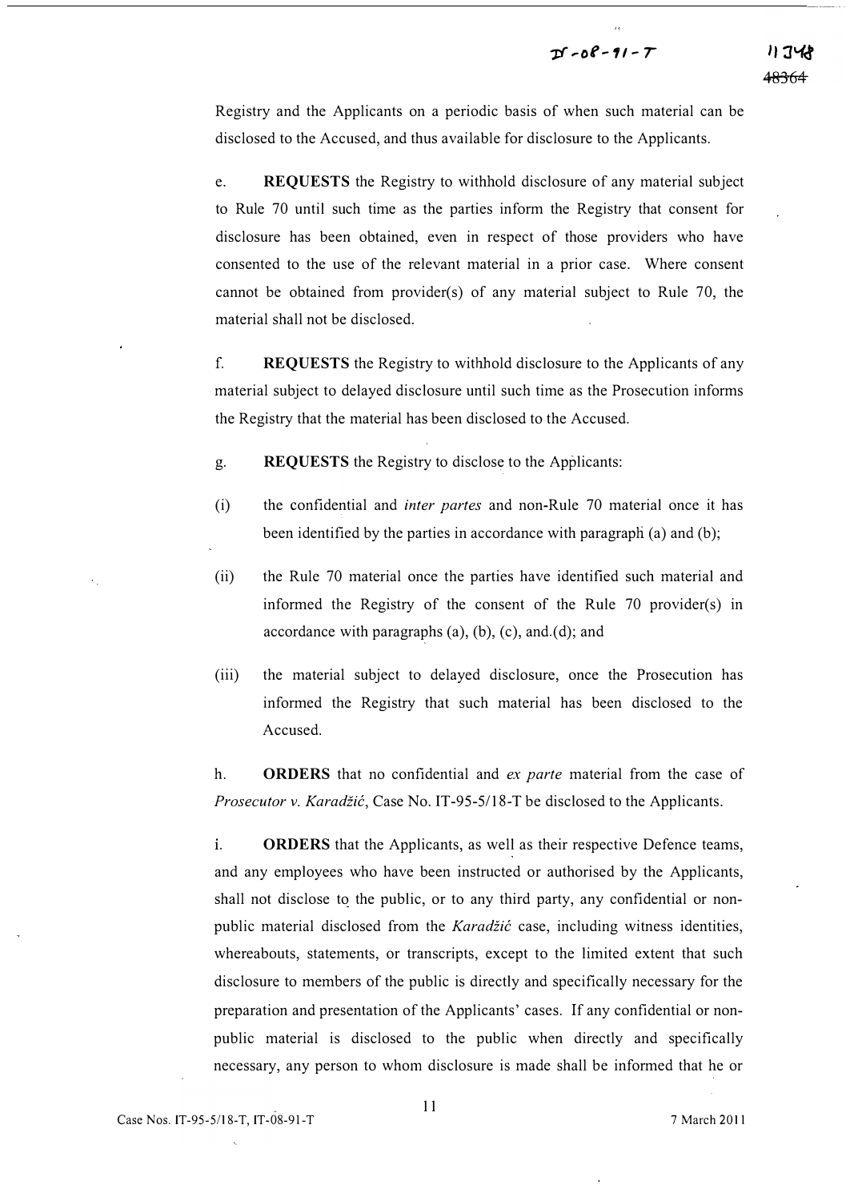Registry and the Applicants on a periodic basis of when such material can be disclosed to the Accused, and thus available for disclosure to the Applicants.

e. **REQUESTS** the Registry to withhold disclosure of any material subject to Rule 70 until such time as the parties inform the Registry that consent for disclosure has been obtained, even in respect of those providers who have consented to the use of the relevant material in a prior case. Where consent cannot be obtained from provider(s) of any material subject to Rule 70, the material shall not be disclosed.

f. **REQUESTS** the Registry to withhold disclosure to the Applicants of any material subject to delayed disclosure until such time as the Prosecution informs the Registry that the material has been disclosed to the Accused.

g. **REQUESTS** the Registry to disclose to the Applicants:

(i) the confidential and *inter partes* and non-Rule 70 material once it has been identified by the parties in accordance with paragraph (a) and (b);

(ii) the Rule 70 material once the parties have identified such material and informed the Registry of the consent of the Rule 70 provider(s) in accordance with paragraphs (a), (b), (c), and (d); and

(iii) the material subject to delayed disclosure, once the Prosecution has informed the Registry that such material has been disclosed to the Accused.

h. **ORDERS** that no confidential and *ex parte* material from the case of *Prosecutor v. Karadžić*, Case No. IT-95-5/18-T be disclosed to the Applicants.

i. **ORDERS** that the Applicants, as well as their respective Defence teams, and any employees who have been instructed or authorised by the Applicants, shall not disclose to the public, or to any third party, any confidential or non-public material disclosed from the *Karadžić* case, including witness identities, whereabouts, statements, or transcripts, except to the limited extent that such disclosure to members of the public is directly and specifically necessary for the preparation and presentation of the Applicants' cases. If any confidential or non-public material is disclosed to the public when directly and specifically necessary, any person to whom disclosure is made shall be informed that he or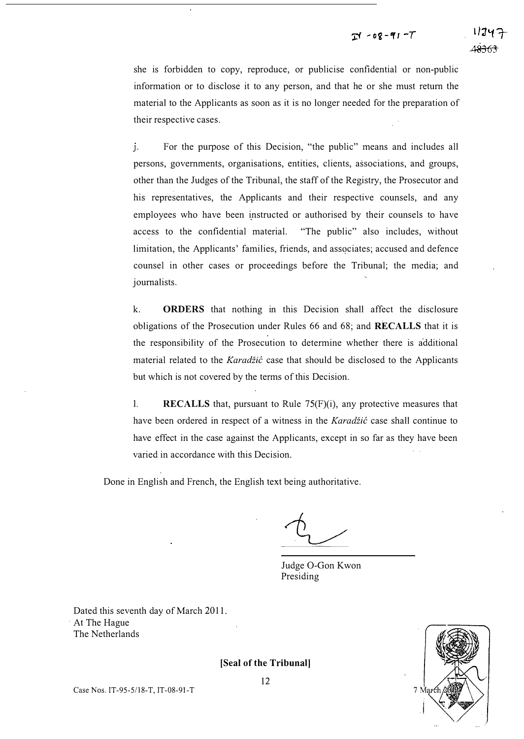she is forbidden to copy, reproduce, or publicise confidential or non-public information or to disclose it to any person, and that he or she must return the material to the Applicants as soon as it is no longer needed for the preparation of their respective cases.

j. For the purpose of this Decision, "the public" means and includes all persons, governments, organisations, entities, clients, associations, and groups, other than the Judges of the Tribunal, the staff of the Registry, the Prosecutor and his representatives, the Applicants and their respective counsels, and any employees who have been instructed or authorised by their counsels to have access to the confidential material. "The public" also includes, without limitation, the Applicants' families, friends, and associates; accused and defence counsel in other cases or proceedings before the Tribunal; the media; and journalists.

k. **ORDERS** that nothing in this Decision shall affect the disclosure obligations of the Prosecution under Rules 66 and 68; and **RECALLS** that it is the responsibility of the Prosecution to determine whether there is additional material related to the *Karadžić* case that should be disclosed to the Applicants but which is not covered by the terms of this Decision.

l. **RECALLS** that, pursuant to Rule 75(F)(i), any protective measures that have been ordered in respect of a witness in the *Karadžić* case shall continue to have effect in the case against the Applicants, except in so far as they have been varied in accordance with this Decision.

Done in English and French, the English text being authoritative.

Judge O-Gon Kwon
Presiding

Dated this seventh day of March 2011.
At The Hague
The Netherlands

**[Seal of the Tribunal]**